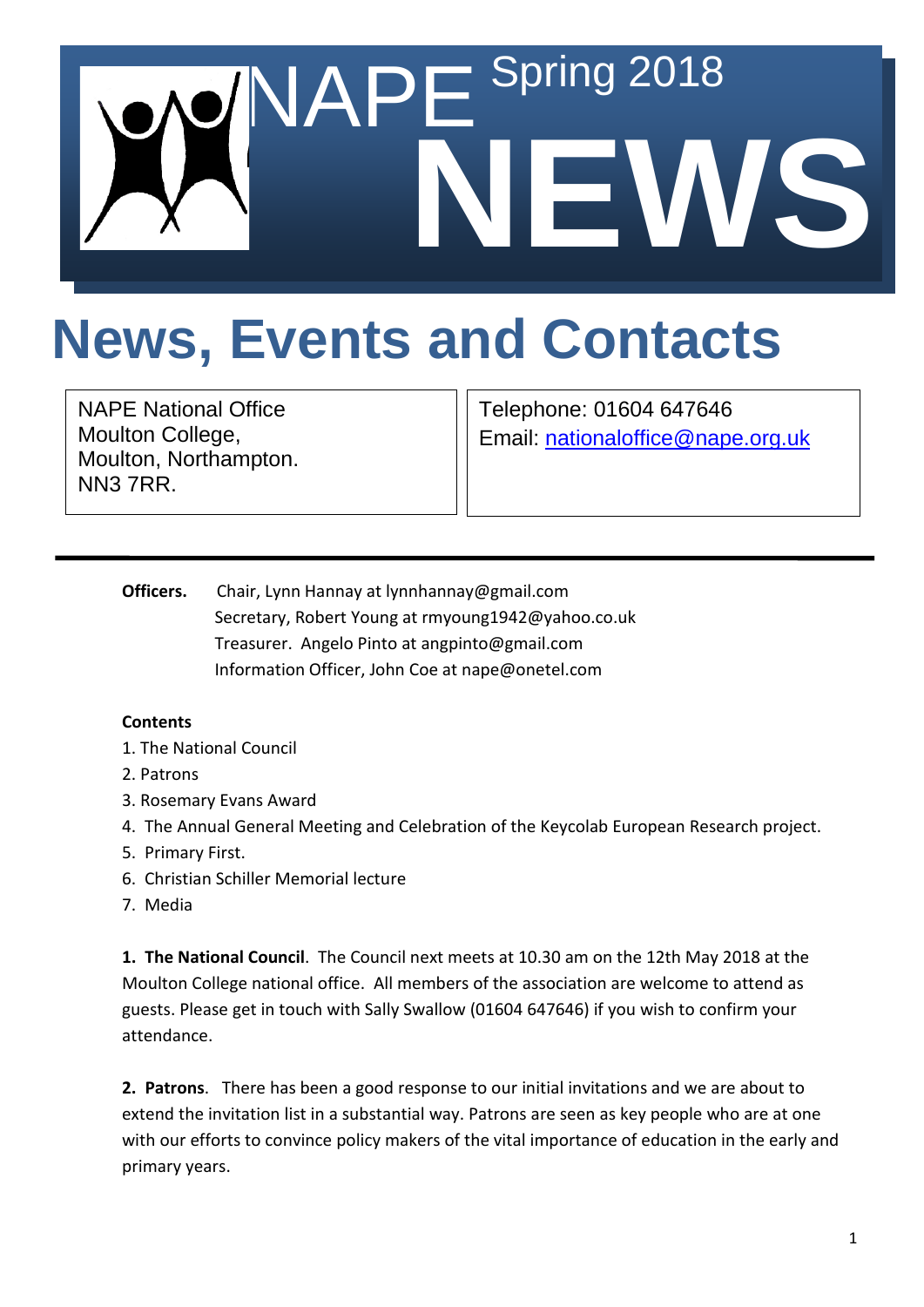# NAPE Spring 2018 NEWS

## News, Events and Contacts

NAPE National Office
Moulton College,
Moulton, Northampton.
NN3 7RR.

Telephone: 01604 647646
Email: nationaloffice@nape.org.uk

---

**Officers.** Chair, Lynn Hannay at lynnhannay@gmail.com
Secretary, Robert Young at rmyoung1942@yahoo.co.uk
Treasurer. Angelo Pinto at angpinto@gmail.com
Information Officer, John Coe at nape@onetel.com

**Contents**

1. The National Council
2. Patrons
3. Rosemary Evans Award
4. The Annual General Meeting and Celebration of the Keycolab European Research project.
5. Primary First.
6. Christian Schiller Memorial lecture
7. Media

**1. The National Council**. The Council next meets at 10.30 am on the 12th May 2018 at the Moulton College national office. All members of the association are welcome to attend as guests. Please get in touch with Sally Swallow (01604 647646) if you wish to confirm your attendance.

**2. Patrons**. There has been a good response to our initial invitations and we are about to extend the invitation list in a substantial way. Patrons are seen as key people who are at one with our efforts to convince policy makers of the vital importance of education in the early and primary years.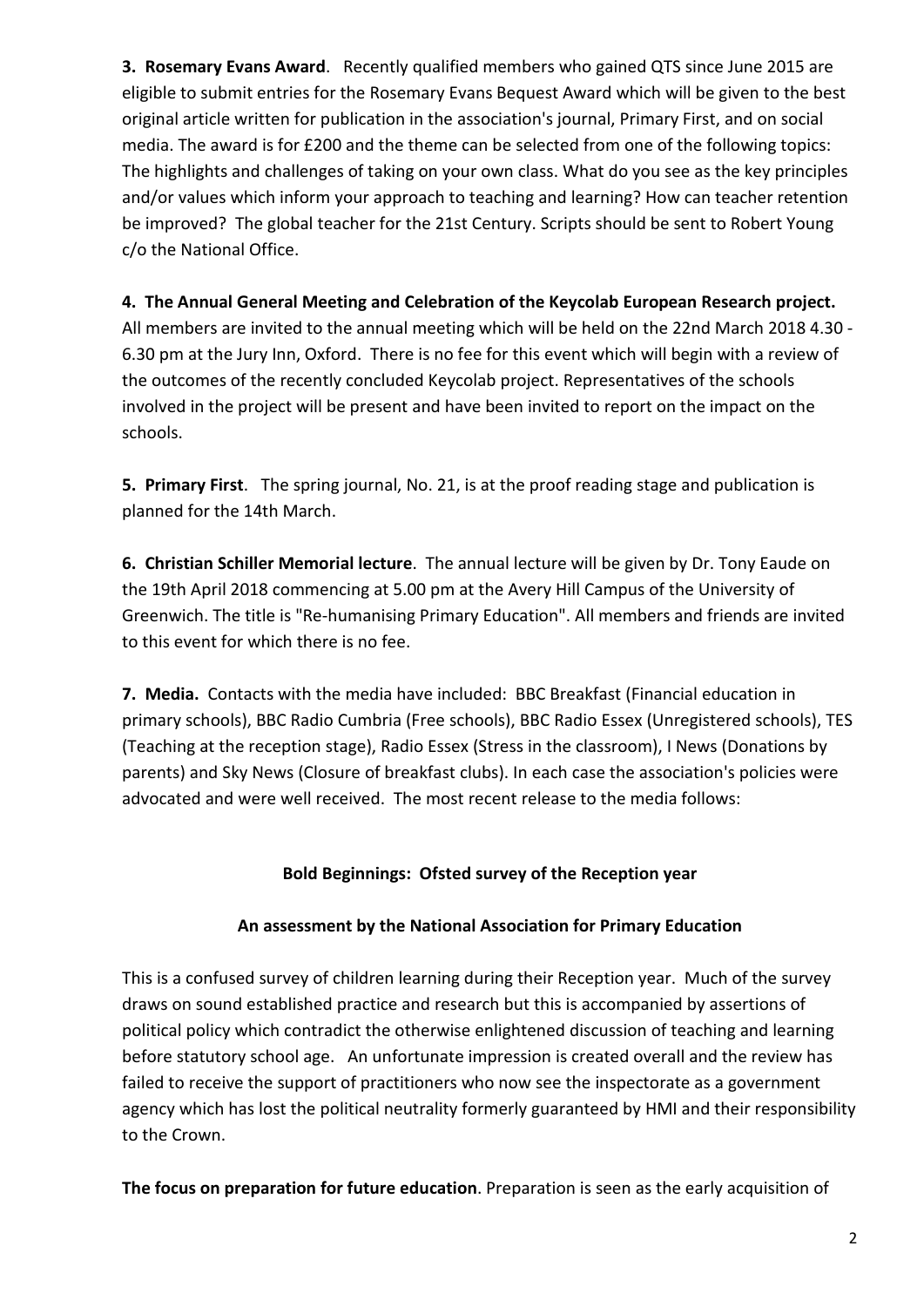**3. Rosemary Evans Award**. Recently qualified members who gained QTS since June 2015 are eligible to submit entries for the Rosemary Evans Bequest Award which will be given to the best original article written for publication in the association's journal, Primary First, and on social media. The award is for £200 and the theme can be selected from one of the following topics: The highlights and challenges of taking on your own class. What do you see as the key principles and/or values which inform your approach to teaching and learning? How can teacher retention be improved? The global teacher for the 21st Century. Scripts should be sent to Robert Young c/o the National Office.

**4. The Annual General Meeting and Celebration of the Keycolab European Research project.** All members are invited to the annual meeting which will be held on the 22nd March 2018 4.30 - 6.30 pm at the Jury Inn, Oxford. There is no fee for this event which will begin with a review of the outcomes of the recently concluded Keycolab project. Representatives of the schools involved in the project will be present and have been invited to report on the impact on the schools.

**5. Primary First**. The spring journal, No. 21, is at the proof reading stage and publication is planned for the 14th March.

**6. Christian Schiller Memorial lecture**. The annual lecture will be given by Dr. Tony Eaude on the 19th April 2018 commencing at 5.00 pm at the Avery Hill Campus of the University of Greenwich. The title is "Re-humanising Primary Education". All members and friends are invited to this event for which there is no fee.

**7. Media.** Contacts with the media have included: BBC Breakfast (Financial education in primary schools), BBC Radio Cumbria (Free schools), BBC Radio Essex (Unregistered schools), TES (Teaching at the reception stage), Radio Essex (Stress in the classroom), I News (Donations by parents) and Sky News (Closure of breakfast clubs). In each case the association's policies were advocated and were well received. The most recent release to the media follows:

**Bold Beginnings: Ofsted survey of the Reception year**

**An assessment by the National Association for Primary Education**

This is a confused survey of children learning during their Reception year. Much of the survey draws on sound established practice and research but this is accompanied by assertions of political policy which contradict the otherwise enlightened discussion of teaching and learning before statutory school age. An unfortunate impression is created overall and the review has failed to receive the support of practitioners who now see the inspectorate as a government agency which has lost the political neutrality formerly guaranteed by HMI and their responsibility to the Crown.

**The focus on preparation for future education**. Preparation is seen as the early acquisition of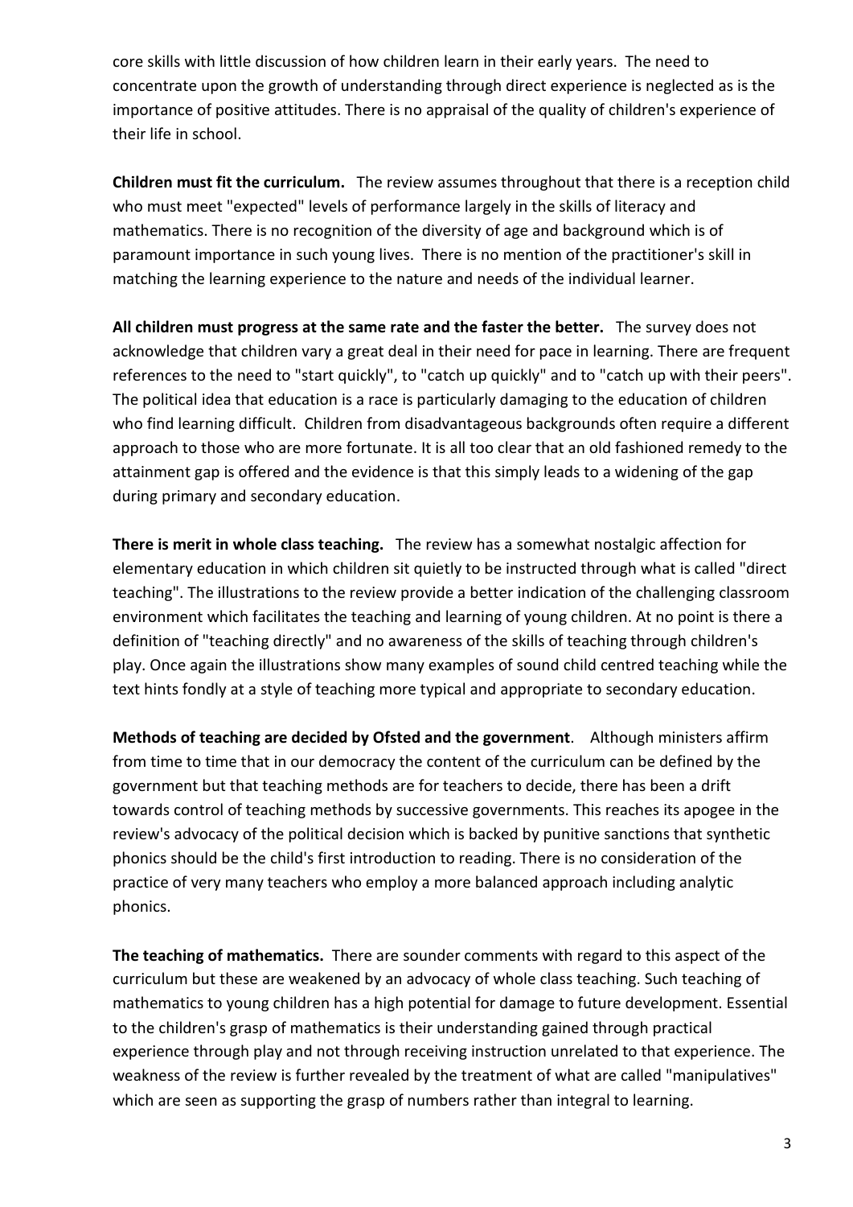core skills with little discussion of how children learn in their early years. The need to concentrate upon the growth of understanding through direct experience is neglected as is the importance of positive attitudes. There is no appraisal of the quality of children's experience of their life in school.

**Children must fit the curriculum.** The review assumes throughout that there is a reception child who must meet "expected" levels of performance largely in the skills of literacy and mathematics. There is no recognition of the diversity of age and background which is of paramount importance in such young lives. There is no mention of the practitioner's skill in matching the learning experience to the nature and needs of the individual learner.

**All children must progress at the same rate and the faster the better.** The survey does not acknowledge that children vary a great deal in their need for pace in learning. There are frequent references to the need to "start quickly", to "catch up quickly" and to "catch up with their peers". The political idea that education is a race is particularly damaging to the education of children who find learning difficult. Children from disadvantageous backgrounds often require a different approach to those who are more fortunate. It is all too clear that an old fashioned remedy to the attainment gap is offered and the evidence is that this simply leads to a widening of the gap during primary and secondary education.

**There is merit in whole class teaching.** The review has a somewhat nostalgic affection for elementary education in which children sit quietly to be instructed through what is called "direct teaching". The illustrations to the review provide a better indication of the challenging classroom environment which facilitates the teaching and learning of young children. At no point is there a definition of "teaching directly" and no awareness of the skills of teaching through children's play. Once again the illustrations show many examples of sound child centred teaching while the text hints fondly at a style of teaching more typical and appropriate to secondary education.

**Methods of teaching are decided by Ofsted and the government**. Although ministers affirm from time to time that in our democracy the content of the curriculum can be defined by the government but that teaching methods are for teachers to decide, there has been a drift towards control of teaching methods by successive governments. This reaches its apogee in the review's advocacy of the political decision which is backed by punitive sanctions that synthetic phonics should be the child's first introduction to reading. There is no consideration of the practice of very many teachers who employ a more balanced approach including analytic phonics.

**The teaching of mathematics.** There are sounder comments with regard to this aspect of the curriculum but these are weakened by an advocacy of whole class teaching. Such teaching of mathematics to young children has a high potential for damage to future development. Essential to the children's grasp of mathematics is their understanding gained through practical experience through play and not through receiving instruction unrelated to that experience. The weakness of the review is further revealed by the treatment of what are called "manipulatives" which are seen as supporting the grasp of numbers rather than integral to learning.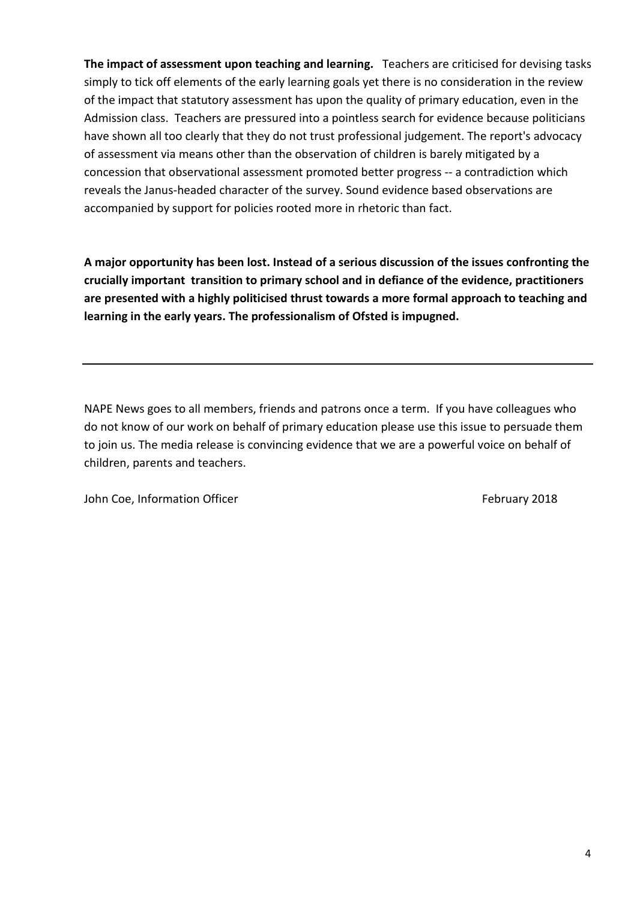**The impact of assessment upon teaching and learning.** Teachers are criticised for devising tasks simply to tick off elements of the early learning goals yet there is no consideration in the review of the impact that statutory assessment has upon the quality of primary education, even in the Admission class. Teachers are pressured into a pointless search for evidence because politicians have shown all too clearly that they do not trust professional judgement. The report's advocacy of assessment via means other than the observation of children is barely mitigated by a concession that observational assessment promoted better progress -- a contradiction which reveals the Janus-headed character of the survey. Sound evidence based observations are accompanied by support for policies rooted more in rhetoric than fact.

**A major opportunity has been lost. Instead of a serious discussion of the issues confronting the crucially important transition to primary school and in defiance of the evidence, practitioners are presented with a highly politicised thrust towards a more formal approach to teaching and learning in the early years. The professionalism of Ofsted is impugned.**

---

NAPE News goes to all members, friends and patrons once a term. If you have colleagues who do not know of our work on behalf of primary education please use this issue to persuade them to join us. The media release is convincing evidence that we are a powerful voice on behalf of children, parents and teachers.

John Coe, Information Officer

February 2018